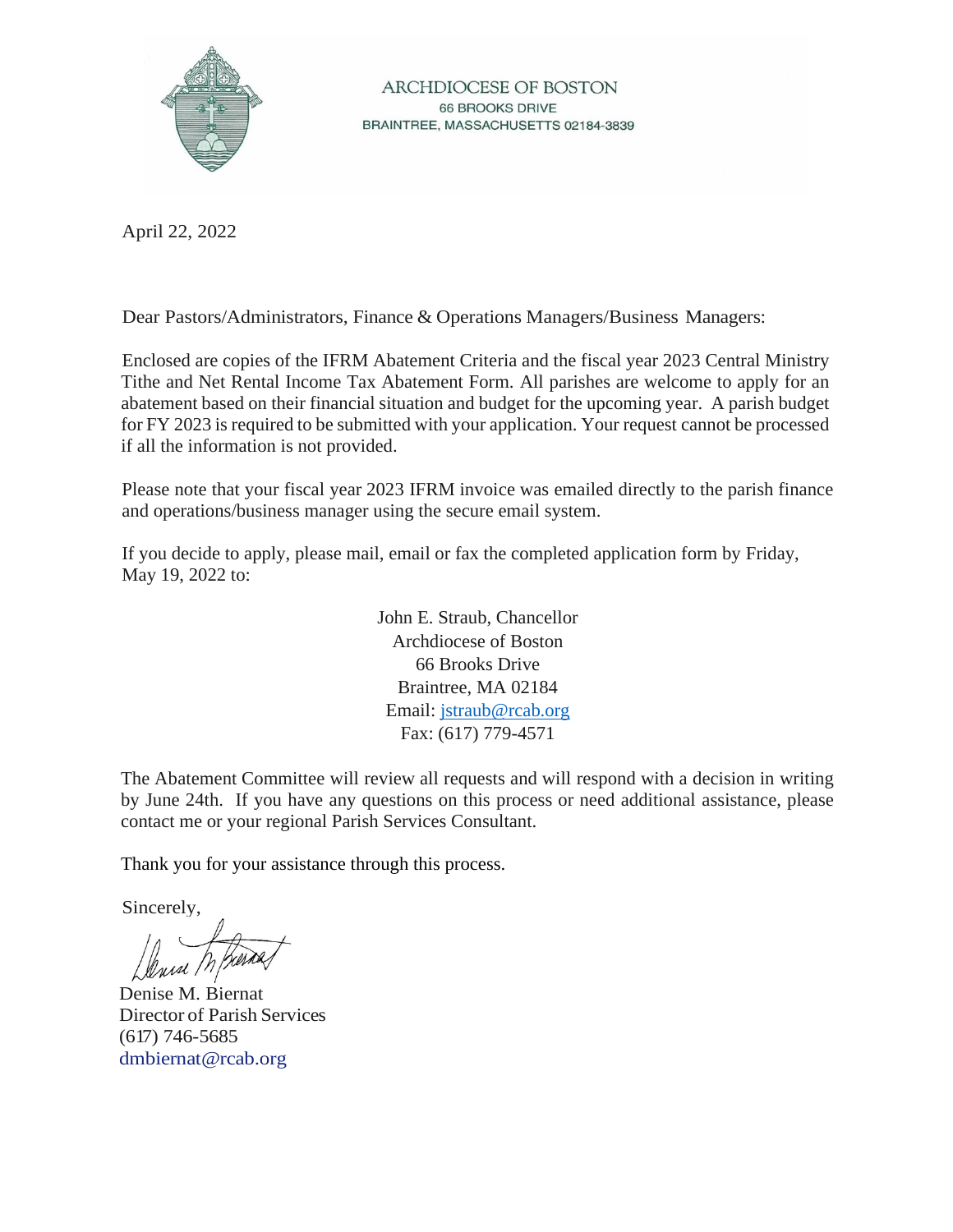ARCHDIOCESE OF BOSTON
66 BROOKS DRIVE
BRAINTREE, MASSACHUSETTS 02184-3839

April 22, 2022

Dear Pastors/Administrators, Finance & Operations Managers/Business Managers:

Enclosed are copies of the IFRM Abatement Criteria and the fiscal year 2023 Central Ministry Tithe and Net Rental Income Tax Abatement Form. All parishes are welcome to apply for an abatement based on their financial situation and budget for the upcoming year. A parish budget for FY 2023 is required to be submitted with your application. Your request cannot be processed if all the information is not provided.

Please note that your fiscal year 2023 IFRM invoice was emailed directly to the parish finance and operations/business manager using the secure email system.

If you decide to apply, please mail, email or fax the completed application form by Friday, May 19, 2022 to:

John E. Straub, Chancellor
Archdiocese of Boston
66 Brooks Drive
Braintree, MA 02184
Email: jstraub@rcab.org
Fax: (617) 779-4571

The Abatement Committee will review all requests and will respond with a decision in writing by June 24th. If you have any questions on this process or need additional assistance, please contact me or your regional Parish Services Consultant.

Thank you for your assistance through this process.

Sincerely,

Denise M. Biernat
Director of Parish Services
(617) 746-5685
dmbiernat@rcab.org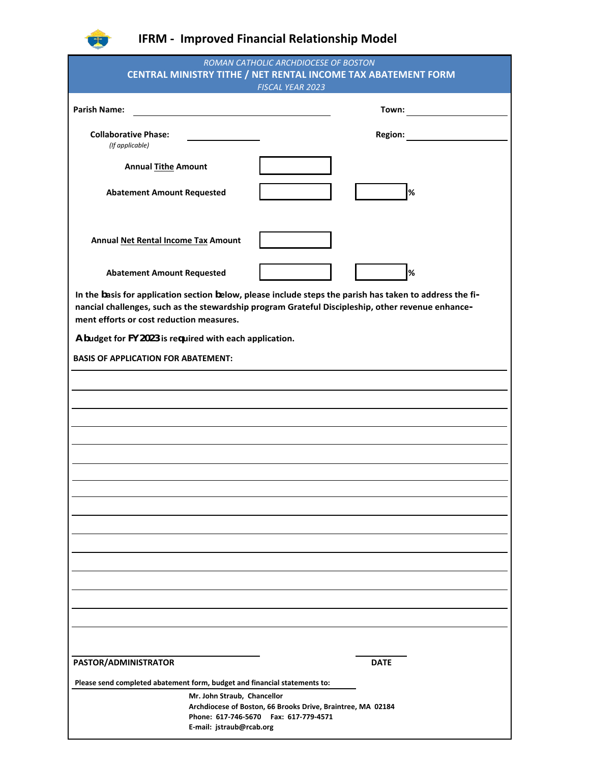# IFRM - Improved Financial Relationship Model

*ROMAN CATHOLIC ARCHDIOCESE OF BOSTON*

**CENTRAL MINISTRY TITHE / NET RENTAL INCOME TAX ABATEMENT FORM**

*FISCAL YEAR 2023*

**Parish Name:** ______________________________ **Town:** ____________________

**Collaborative Phase:** ______________ **Region:** ____________________
*(If applicable)*

**Annual Tithe Amount** [ ]

**Abatement Amount Requested** [ ] [ ] **%**

**Annual Net Rental Income Tax Amount** [ ]

**Abatement Amount Requested** [ ] [ ] **%**

**In the basis for application section below, please include steps the parish has taken to address the financial challenges, such as the stewardship program Grateful Discipleship, other revenue enhancement efforts or cost reduction measures.**

**A budget for FY 2023 is required with each application.**

**BASIS OF APPLICATION FOR ABATEMENT:**

______________________________________________________________________

______________________________________________________________________

______________________________________________________________________

______________________________________________________________________

______________________________________________________________________

______________________________________________________________________

______________________________________________________________________

______________________________________________________________________

______________________________________________________________________

______________________________________________________________________

______________________________________________________________________

______________________________________________________________________

______________________________________________________________________

______________________________________________________________________

**PASTOR/ADMINISTRATOR** **DATE**

**Please send completed abatement form, budget and financial statements to:**

**Mr. John Straub, Chancellor**
**Archdiocese of Boston, 66 Brooks Drive, Braintree, MA 02184**
**Phone: 617-746-5670 Fax: 617-779-4571**
**E-mail: jstraub@rcab.org**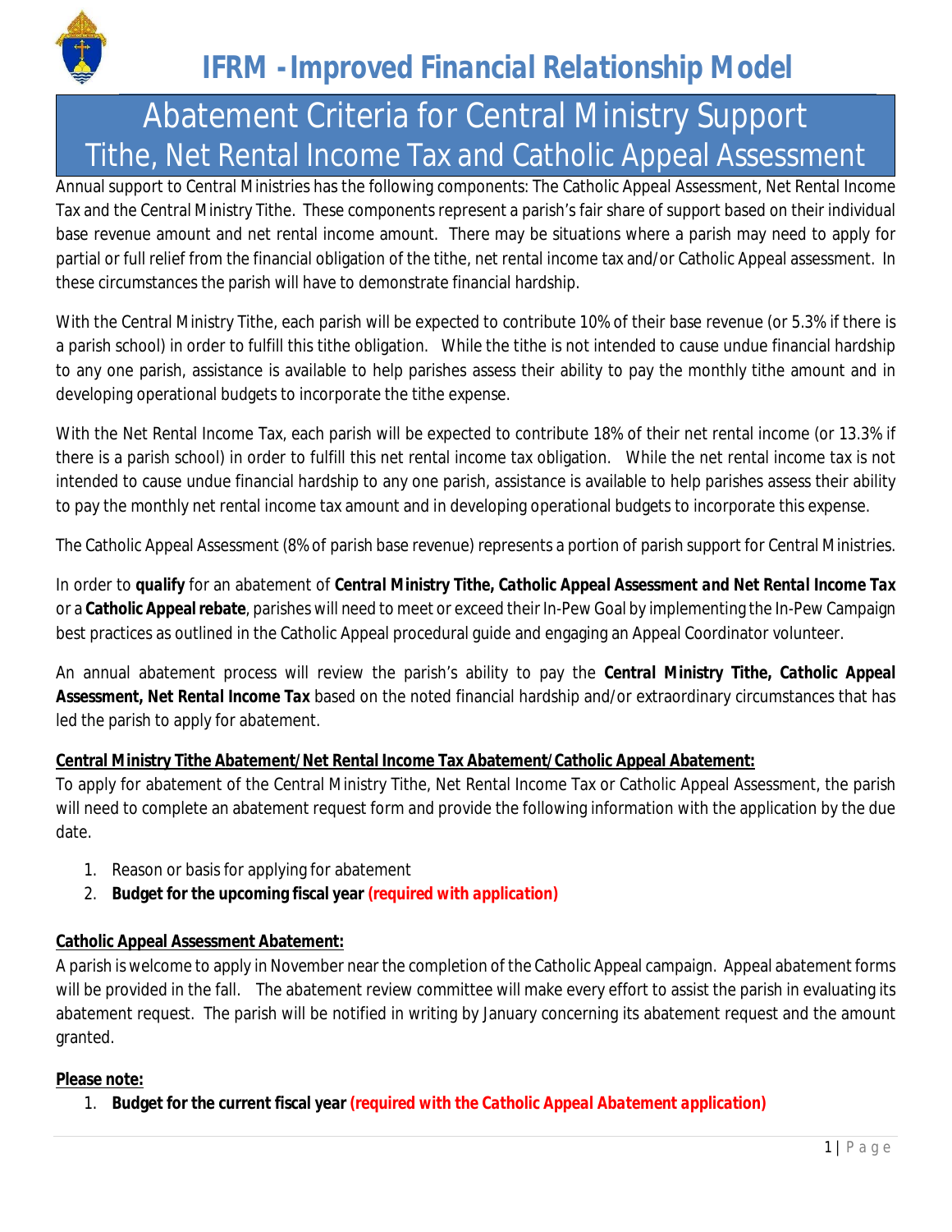# IFRM - Improved Financial Relationship Model

## Abatement Criteria for Central Ministry Support
## Tithe, Net Rental Income Tax and Catholic Appeal Assessment

Annual support to Central Ministries has the following components: The Catholic Appeal Assessment, Net Rental Income Tax and the Central Ministry Tithe. These components represent a parish's fair share of support based on their individual base revenue amount and net rental income amount. There may be situations where a parish may need to apply for partial or full relief from the financial obligation of the tithe, net rental income tax and/or Catholic Appeal assessment. In these circumstances the parish will have to demonstrate financial hardship.

With the Central Ministry Tithe, each parish will be expected to contribute 10% of their base revenue (or 5.3% if there is a parish school) in order to fulfill this tithe obligation. While the tithe is not intended to cause undue financial hardship to any one parish, assistance is available to help parishes assess their ability to pay the monthly tithe amount and in developing operational budgets to incorporate the tithe expense.

With the Net Rental Income Tax, each parish will be expected to contribute 18% of their net rental income (or 13.3% if there is a parish school) in order to fulfill this net rental income tax obligation. While the net rental income tax is not intended to cause undue financial hardship to any one parish, assistance is available to help parishes assess their ability to pay the monthly net rental income tax amount and in developing operational budgets to incorporate this expense.

The Catholic Appeal Assessment (8% of parish base revenue) represents a portion of parish support for Central Ministries.

In order to **qualify** for an abatement of ***Central Ministry Tithe, Catholic Appeal Assessment and Net Rental Income Tax*** or a **Catholic Appeal rebate**, parishes will need to meet or exceed their In-Pew Goal by implementing the In-Pew Campaign best practices as outlined in the Catholic Appeal procedural guide and engaging an Appeal Coordinator volunteer.

An annual abatement process will review the parish's ability to pay the ***Central Ministry Tithe, Catholic Appeal Assessment, Net Rental Income Tax*** based on the noted financial hardship and/or extraordinary circumstances that has led the parish to apply for abatement.

**Central Ministry Tithe Abatement/Net Rental Income Tax Abatement/Catholic Appeal Abatement:**

To apply for abatement of the Central Ministry Tithe, Net Rental Income Tax or Catholic Appeal Assessment, the parish will need to complete an abatement request form and provide the following information with the application by the due date.

1. Reason or basis for applying for abatement
2. **Budget for the upcoming fiscal year (required with application)**

**Catholic Appeal Assessment Abatement:**

A parish is welcome to apply in November near the completion of the Catholic Appeal campaign. Appeal abatement forms will be provided in the fall. The abatement review committee will make every effort to assist the parish in evaluating its abatement request. The parish will be notified in writing by January concerning its abatement request and the amount granted.

**Please note:**

1. **Budget for the current fiscal year *(required with the Catholic Appeal Abatement application)***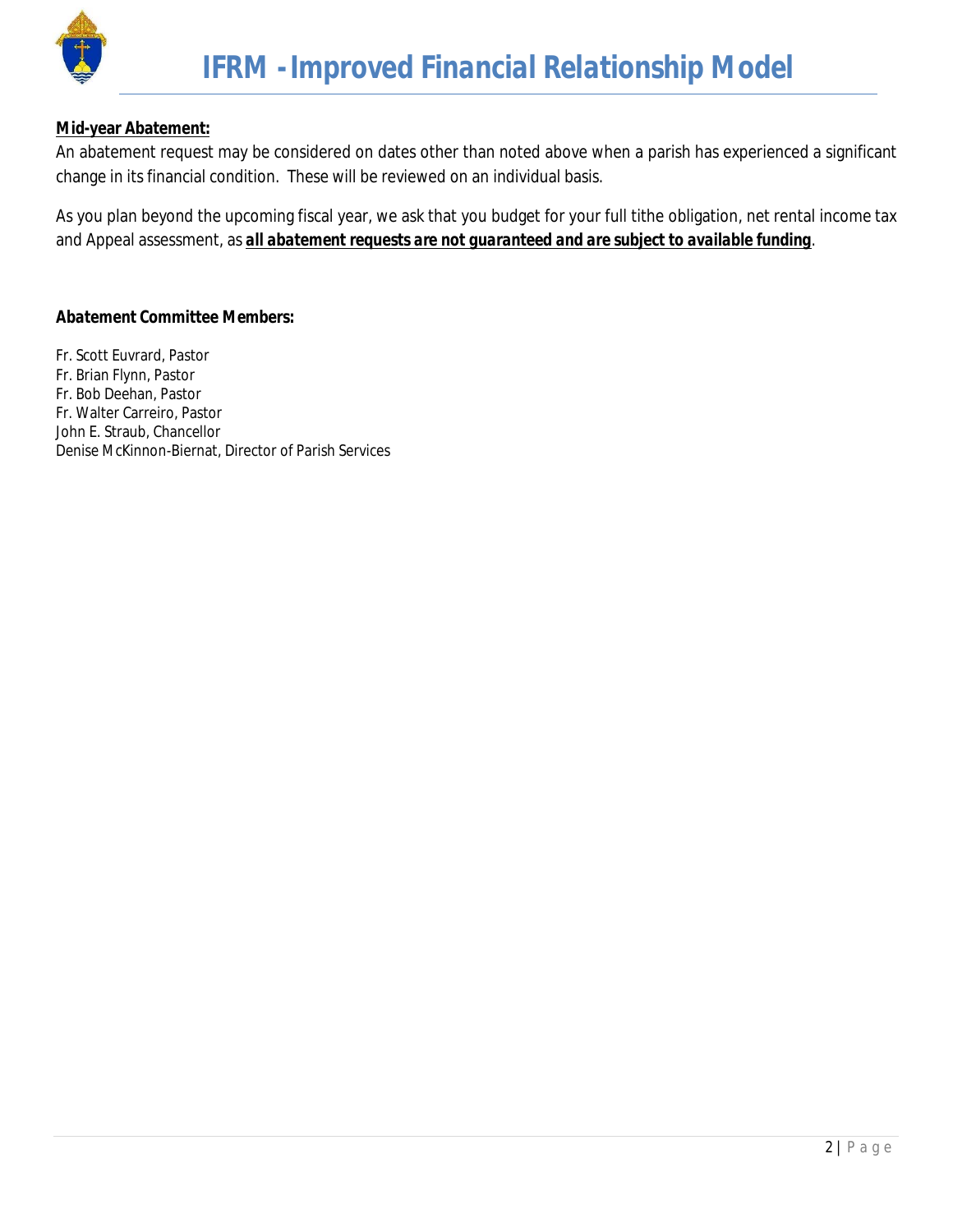**Mid-year Abatement:**

An abatement request may be considered on dates other than noted above when a parish has experienced a significant change in its financial condition. These will be reviewed on an individual basis.

As you plan beyond the upcoming fiscal year, we ask that you budget for your full tithe obligation, net rental income tax and Appeal assessment, as ***all abatement requests are not guaranteed and are subject to available funding***.

**Abatement Committee Members:**

Fr. Scott Euvrard, Pastor
Fr. Brian Flynn, Pastor
Fr. Bob Deehan, Pastor
Fr. Walter Carreiro, Pastor
John E. Straub, Chancellor
Denise McKinnon-Biernat, Director of Parish Services